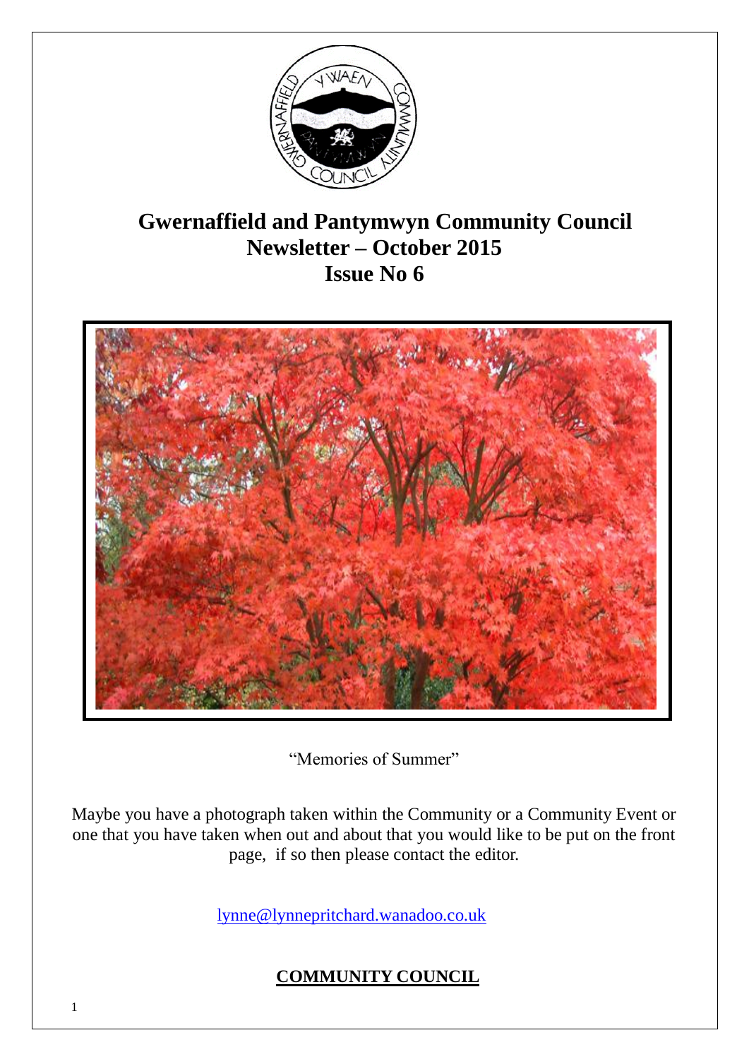# Gwernaffield and Pantymwyn Community Council
## Newsletter – October 2015
## Issue No 6

"Memories of Summer"

Maybe you have a photograph taken within the Community or a Community Event or one that you have taken when out and about that you would like to be put on the front page, if so then please contact the editor.

lynne@lynnepritchard.wanadoo.co.uk

## COMMUNITY COUNCIL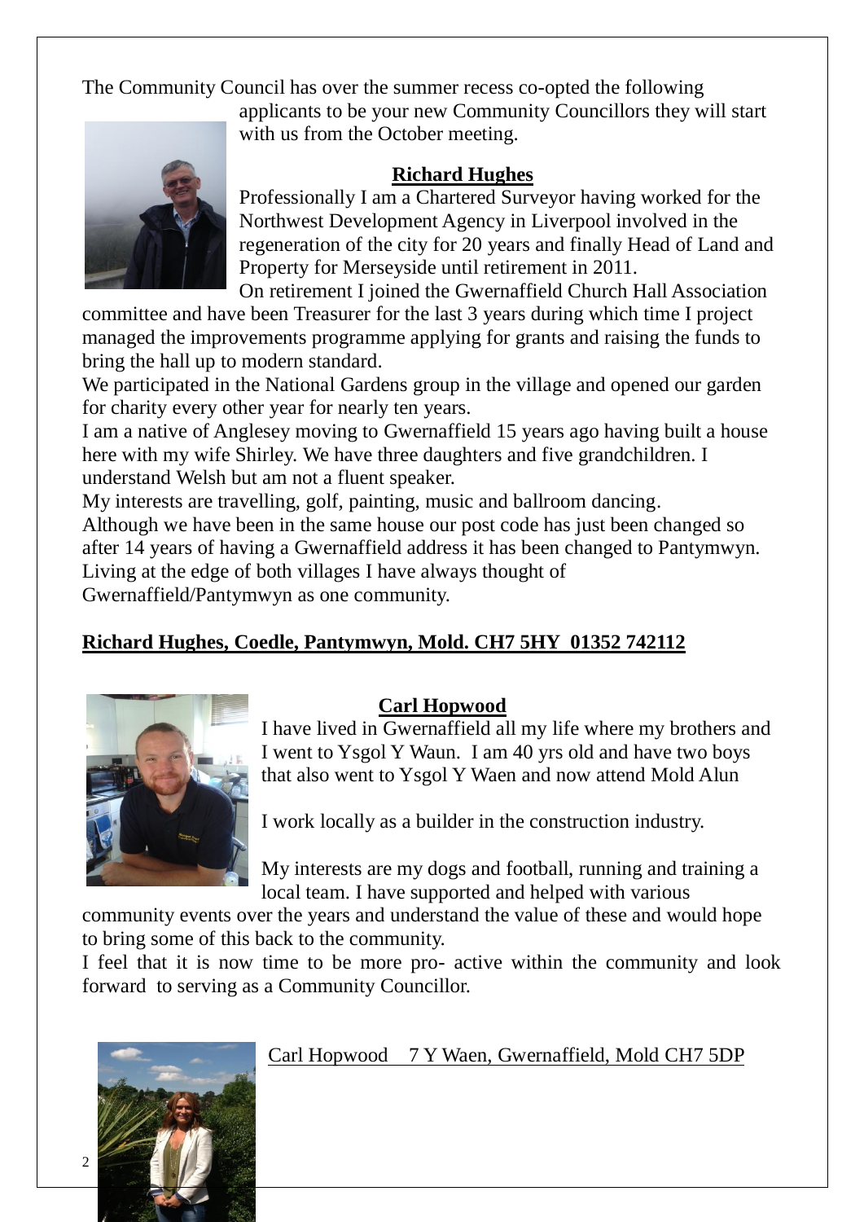The Community Council has over the summer recess co-opted the following applicants to be your new Community Councillors they will start with us from the October meeting.

**Richard Hughes**

Professionally I am a Chartered Surveyor having worked for the Northwest Development Agency in Liverpool involved in the regeneration of the city for 20 years and finally Head of Land and Property for Merseyside until retirement in 2011.

On retirement I joined the Gwernaffield Church Hall Association committee and have been Treasurer for the last 3 years during which time I project managed the improvements programme applying for grants and raising the funds to bring the hall up to modern standard.

We participated in the National Gardens group in the village and opened our garden for charity every other year for nearly ten years.

I am a native of Anglesey moving to Gwernaffield 15 years ago having built a house here with my wife Shirley. We have three daughters and five grandchildren. I understand Welsh but am not a fluent speaker.

My interests are travelling, golf, painting, music and ballroom dancing.

Although we have been in the same house our post code has just been changed so after 14 years of having a Gwernaffield address it has been changed to Pantymwyn. Living at the edge of both villages I have always thought of Gwernaffield/Pantymwyn as one community.

**Richard Hughes, Coedle, Pantymwyn, Mold. CH7 5HY 01352 742112**

**Carl Hopwood**

I have lived in Gwernaffield all my life where my brothers and I went to Ysgol Y Waun. I am 40 yrs old and have two boys that also went to Ysgol Y Waen and now attend Mold Alun

I work locally as a builder in the construction industry.

My interests are my dogs and football, running and training a local team. I have supported and helped with various community events over the years and understand the value of these and would hope to bring some of this back to the community.

I feel that it is now time to be more pro- active within the community and look forward to serving as a Community Councillor.

Carl Hopwood 7 Y Waen, Gwernaffield, Mold CH7 5DP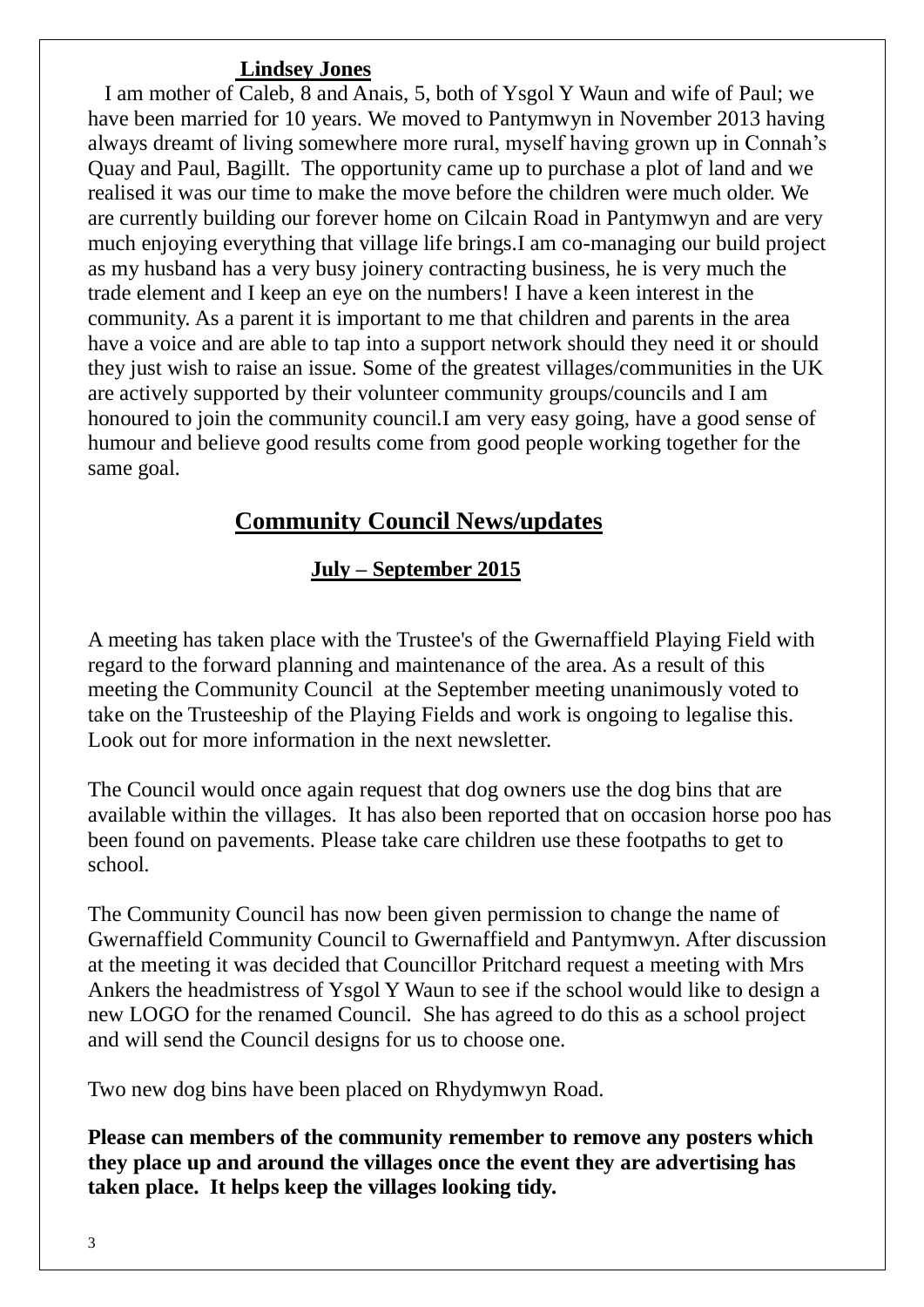**Lindsey Jones**

I am mother of Caleb, 8 and Anais, 5, both of Ysgol Y Waun and wife of Paul; we have been married for 10 years. We moved to Pantymwyn in November 2013 having always dreamt of living somewhere more rural, myself having grown up in Connah's Quay and Paul, Bagillt. The opportunity came up to purchase a plot of land and we realised it was our time to make the move before the children were much older. We are currently building our forever home on Cilcain Road in Pantymwyn and are very much enjoying everything that village life brings.I am co-managing our build project as my husband has a very busy joinery contracting business, he is very much the trade element and I keep an eye on the numbers! I have a keen interest in the community. As a parent it is important to me that children and parents in the area have a voice and are able to tap into a support network should they need it or should they just wish to raise an issue. Some of the greatest villages/communities in the UK are actively supported by their volunteer community groups/councils and I am honoured to join the community council.I am very easy going, have a good sense of humour and believe good results come from good people working together for the same goal.

## Community Council News/updates

### July – September 2015

A meeting has taken place with the Trustee's of the Gwernaffield Playing Field with regard to the forward planning and maintenance of the area. As a result of this meeting the Community Council at the September meeting unanimously voted to take on the Trusteeship of the Playing Fields and work is ongoing to legalise this. Look out for more information in the next newsletter.

The Council would once again request that dog owners use the dog bins that are available within the villages. It has also been reported that on occasion horse poo has been found on pavements. Please take care children use these footpaths to get to school.

The Community Council has now been given permission to change the name of Gwernaffield Community Council to Gwernaffield and Pantymwyn. After discussion at the meeting it was decided that Councillor Pritchard request a meeting with Mrs Ankers the headmistress of Ysgol Y Waun to see if the school would like to design a new LOGO for the renamed Council. She has agreed to do this as a school project and will send the Council designs for us to choose one.

Two new dog bins have been placed on Rhydymwyn Road.

**Please can members of the community remember to remove any posters which they place up and around the villages once the event they are advertising has taken place. It helps keep the villages looking tidy.**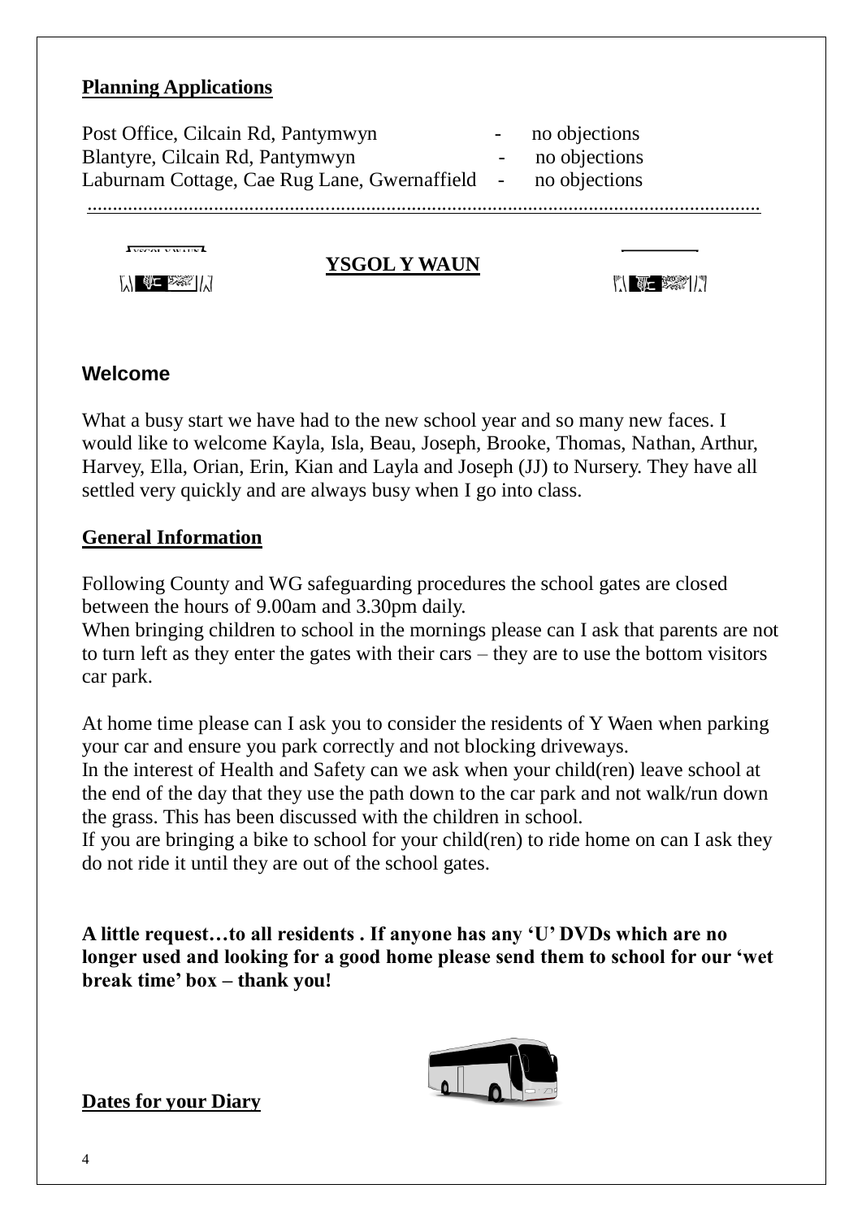## Planning Applications

| | | |
|---|---|---|
| Post Office, Cilcain Rd, Pantymwyn | - | no objections |
| Blantyre, Cilcain Rd, Pantymwyn | - | no objections |
| Laburnam Cottage, Cae Rug Lane, Gwernaffield | - | no objections |

---

## YSGOL Y WAUN

### Welcome

What a busy start we have had to the new school year and so many new faces. I would like to welcome Kayla, Isla, Beau, Joseph, Brooke, Thomas, Nathan, Arthur, Harvey, Ella, Orian, Erin, Kian and Layla and Joseph (JJ) to Nursery. They have all settled very quickly and are always busy when I go into class.

### General Information

Following County and WG safeguarding procedures the school gates are closed between the hours of 9.00am and 3.30pm daily.
When bringing children to school in the mornings please can I ask that parents are not to turn left as they enter the gates with their cars – they are to use the bottom visitors car park.

At home time please can I ask you to consider the residents of Y Waen when parking your car and ensure you park correctly and not blocking driveways.
In the interest of Health and Safety can we ask when your child(ren) leave school at the end of the day that they use the path down to the car park and not walk/run down the grass. This has been discussed with the children in school.
If you are bringing a bike to school for your child(ren) to ride home on can I ask they do not ride it until they are out of the school gates.

**A little request…to all residents . If anyone has any 'U' DVDs which are no longer used and looking for a good home please send them to school for our 'wet break time' box – thank you!**

### Dates for your Diary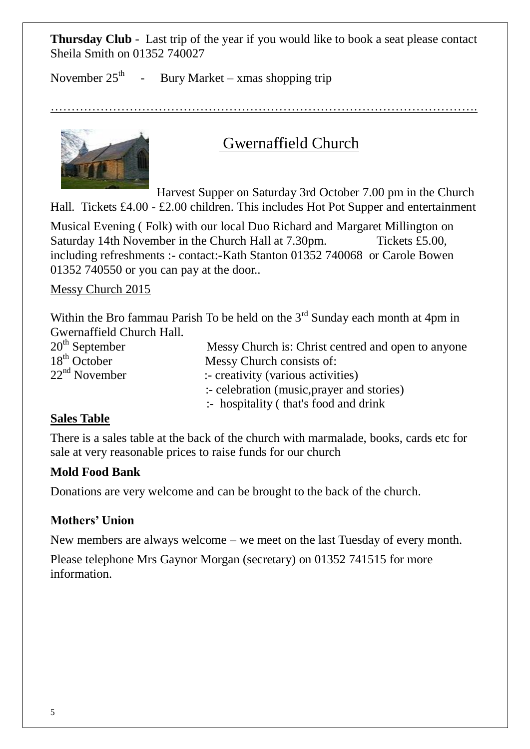**Thursday Club** - Last trip of the year if you would like to book a seat please contact Sheila Smith on 01352 740027

November 25th - Bury Market – xmas shopping trip

…………………………………………………………………………………………

## Gwernaffield Church

Harvest Supper on Saturday 3rd October 7.00 pm in the Church Hall. Tickets £4.00 - £2.00 children. This includes Hot Pot Supper and entertainment

Musical Evening ( Folk) with our local Duo Richard and Margaret Millington on Saturday 14th November in the Church Hall at 7.30pm. Tickets £5.00, including refreshments :- contact:-Kath Stanton 01352 740068 or Carole Bowen 01352 740550 or you can pay at the door..

Messy Church 2015

Within the Bro fammau Parish To be held on the 3rd Sunday each month at 4pm in Gwernaffield Church Hall.

| | |
|---|---|
| 20th September | Messy Church is: Christ centred and open to anyone |
| 18th October | Messy Church consists of: |
| 22nd November | :- creativity (various activities) |
| | :- celebration (music,prayer and stories) |
| | :- hospitality ( that's food and drink |

**Sales Table**

There is a sales table at the back of the church with marmalade, books, cards etc for sale at very reasonable prices to raise funds for our church

**Mold Food Bank**

Donations are very welcome and can be brought to the back of the church.

**Mothers' Union**

New members are always welcome – we meet on the last Tuesday of every month.

Please telephone Mrs Gaynor Morgan (secretary) on 01352 741515 for more information.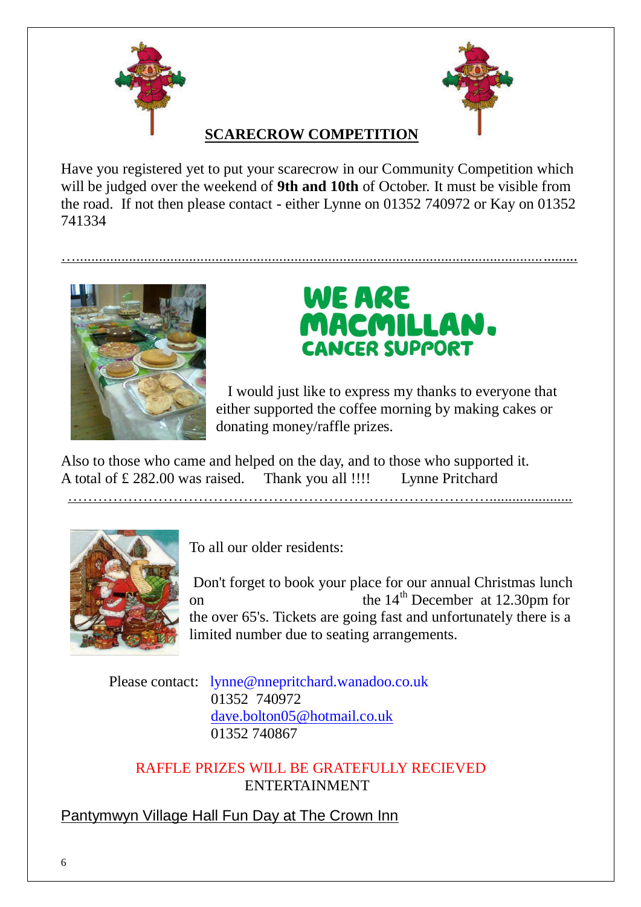## SCARECROW COMPETITION

Have you registered yet to put your scarecrow in our Community Competition which will be judged over the weekend of **9th and 10th** of October. It must be visible from the road. If not then please contact - either Lynne on 01352 740972 or Kay on 01352 741334

---

**WE ARE MACMILLAN. CANCER SUPPORT**

I would just like to express my thanks to everyone that either supported the coffee morning by making cakes or donating money/raffle prizes.

Also to those who came and helped on the day, and to those who supported it. A total of £ 282.00 was raised. Thank you all !!!! Lynne Pritchard

---

To all our older residents:

Don't forget to book your place for our annual Christmas lunch on the 14th December at 12.30pm for the over 65's. Tickets are going fast and unfortunately there is a limited number due to seating arrangements.

Please contact: lynne@nnepritchard.wanadoo.co.uk
01352 740972
dave.bolton05@hotmail.co.uk
01352 740867

RAFFLE PRIZES WILL BE GRATEFULLY RECIEVED
ENTERTAINMENT

Pantymwyn Village Hall Fun Day at The Crown Inn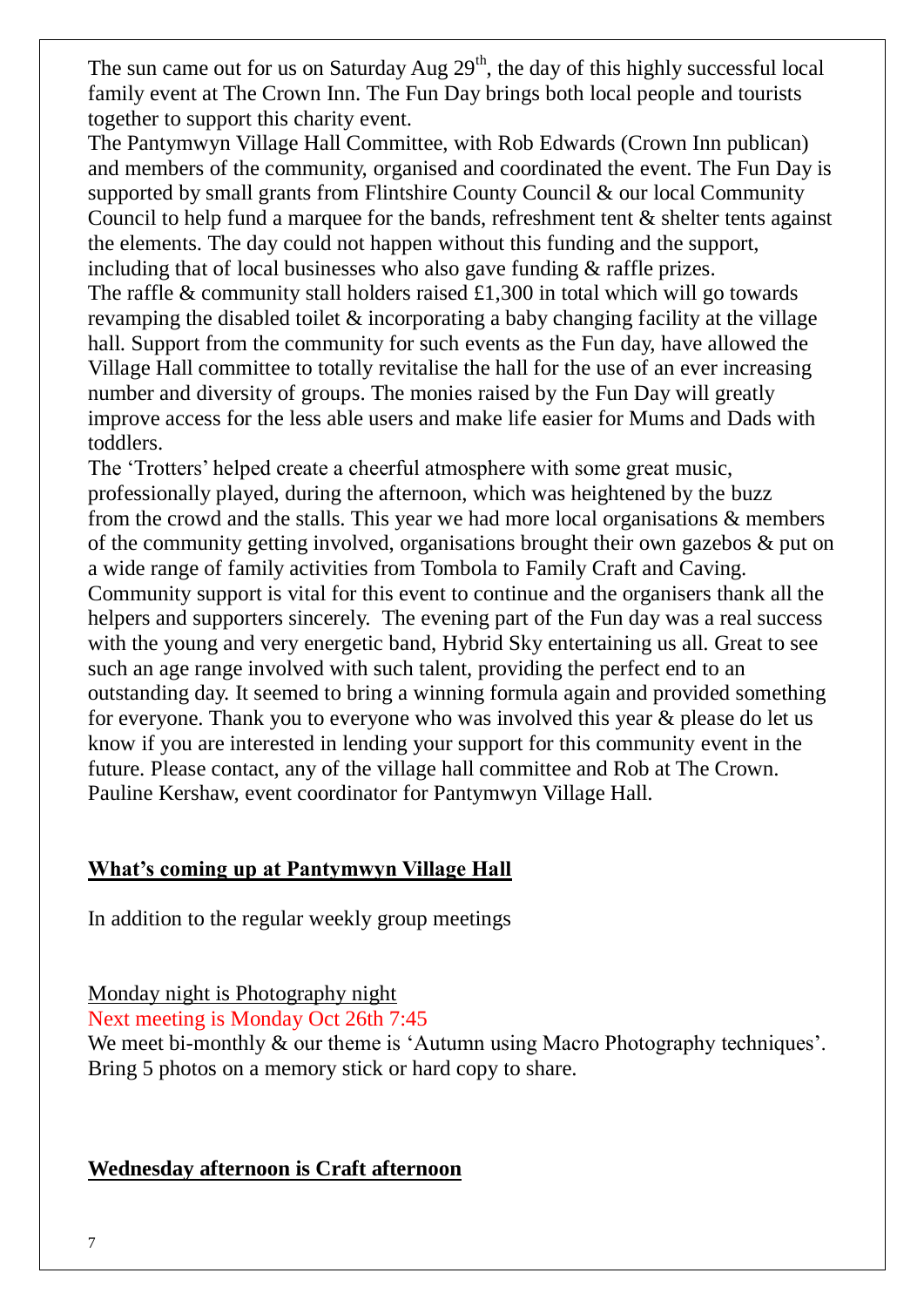The sun came out for us on Saturday Aug 29th, the day of this highly successful local family event at The Crown Inn. The Fun Day brings both local people and tourists together to support this charity event.

The Pantymwyn Village Hall Committee, with Rob Edwards (Crown Inn publican) and members of the community, organised and coordinated the event. The Fun Day is supported by small grants from Flintshire County Council & our local Community Council to help fund a marquee for the bands, refreshment tent & shelter tents against the elements. The day could not happen without this funding and the support, including that of local businesses who also gave funding & raffle prizes.

The raffle & community stall holders raised £1,300 in total which will go towards revamping the disabled toilet & incorporating a baby changing facility at the village hall. Support from the community for such events as the Fun day, have allowed the Village Hall committee to totally revitalise the hall for the use of an ever increasing number and diversity of groups. The monies raised by the Fun Day will greatly improve access for the less able users and make life easier for Mums and Dads with toddlers.

The 'Trotters' helped create a cheerful atmosphere with some great music, professionally played, during the afternoon, which was heightened by the buzz from the crowd and the stalls. This year we had more local organisations & members of the community getting involved, organisations brought their own gazebos & put on a wide range of family activities from Tombola to Family Craft and Caving. Community support is vital for this event to continue and the organisers thank all the helpers and supporters sincerely. The evening part of the Fun day was a real success with the young and very energetic band, Hybrid Sky entertaining us all. Great to see such an age range involved with such talent, providing the perfect end to an outstanding day. It seemed to bring a winning formula again and provided something for everyone. Thank you to everyone who was involved this year & please do let us know if you are interested in lending your support for this community event in the future. Please contact, any of the village hall committee and Rob at The Crown.

Pauline Kershaw, event coordinator for Pantymwyn Village Hall.

## What's coming up at Pantymwyn Village Hall

In addition to the regular weekly group meetings

Monday night is Photography night

Next meeting is Monday Oct 26th 7:45

We meet bi-monthly & our theme is 'Autumn using Macro Photography techniques'. Bring 5 photos on a memory stick or hard copy to share.

**Wednesday afternoon is Craft afternoon**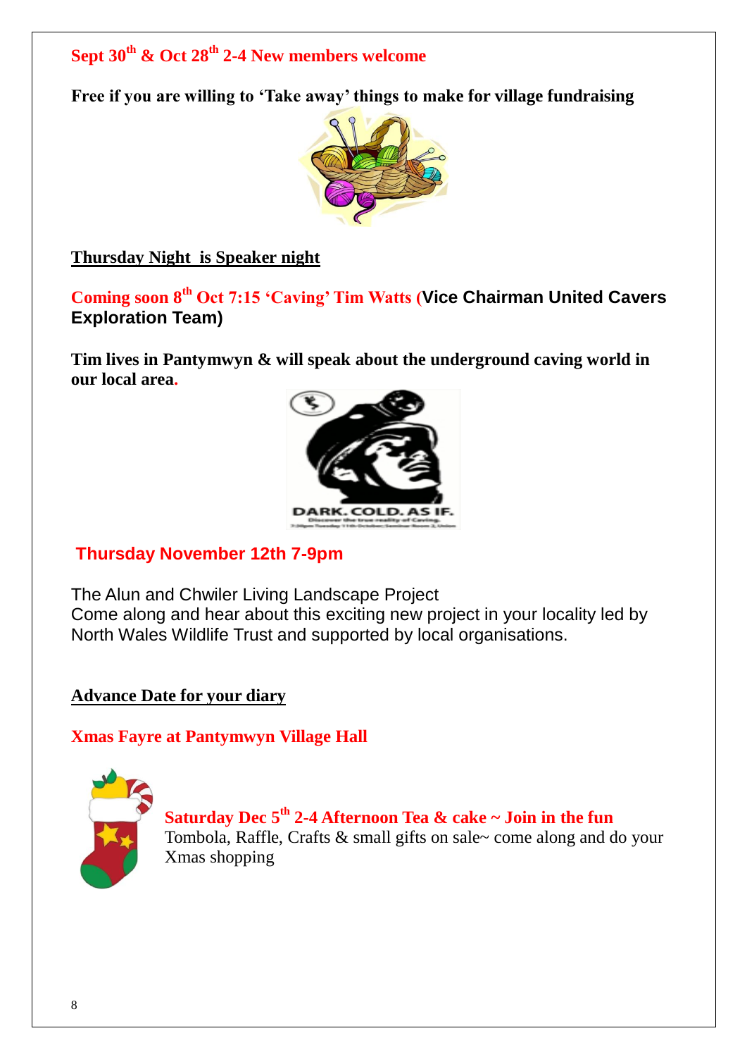**Sept 30th & Oct 28th 2-4 New members welcome**

**Free if you are willing to 'Take away' things to make for village fundraising**

**Thursday Night is Speaker night**

**Coming soon 8th Oct 7:15 'Caving' Tim Watts (Vice Chairman United Cavers Exploration Team)**

**Tim lives in Pantymwyn & will speak about the underground caving world in our local area.**

**Thursday November 12th 7-9pm**

The Alun and Chwiler Living Landscape Project
Come along and hear about this exciting new project in your locality led by North Wales Wildlife Trust and supported by local organisations.

**Advance Date for your diary**

**Xmas Fayre at Pantymwyn Village Hall**

**Saturday Dec 5th 2-4 Afternoon Tea & cake ~ Join in the fun**
Tombola, Raffle, Crafts & small gifts on sale~ come along and do your Xmas shopping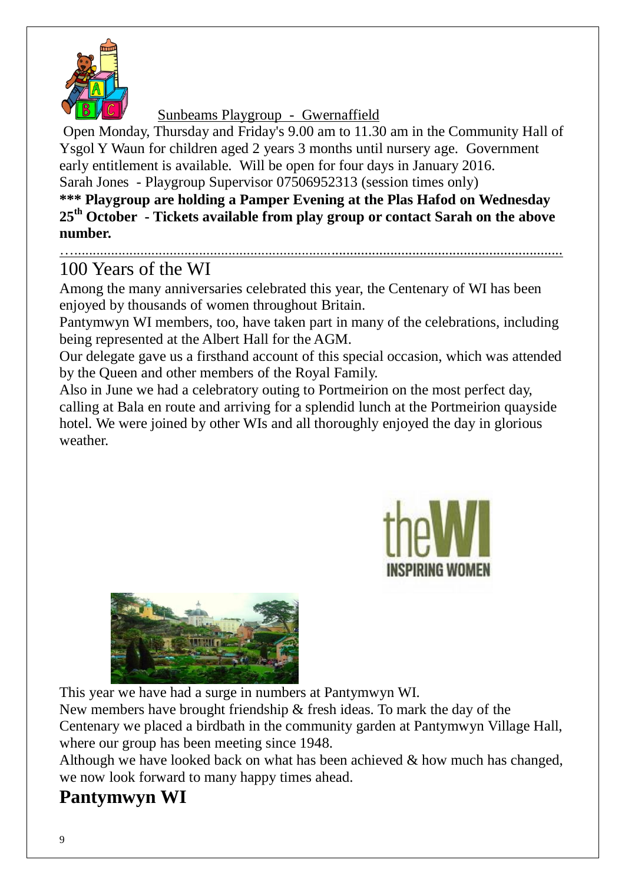Sunbeams Playgroup - Gwernaffield

Open Monday, Thursday and Friday's 9.00 am to 11.30 am in the Community Hall of Ysgol Y Waun for children aged 2 years 3 months until nursery age. Government early entitlement is available. Will be open for four days in January 2016.

Sarah Jones - Playgroup Supervisor 07506952313 (session times only)

**\*\*\* Playgroup are holding a Pamper Evening at the Plas Hafod on Wednesday 25th October - Tickets available from play group or contact Sarah on the above number.**

---

## 100 Years of the WI

Among the many anniversaries celebrated this year, the Centenary of WI has been enjoyed by thousands of women throughout Britain.

Pantymwyn WI members, too, have taken part in many of the celebrations, including being represented at the Albert Hall for the AGM.

Our delegate gave us a firsthand account of this special occasion, which was attended by the Queen and other members of the Royal Family.

Also in June we had a celebratory outing to Portmeirion on the most perfect day, calling at Bala en route and arriving for a splendid lunch at the Portmeirion quayside hotel. We were joined by other WIs and all thoroughly enjoyed the day in glorious weather.

This year we have had a surge in numbers at Pantymwyn WI.

New members have brought friendship & fresh ideas. To mark the day of the Centenary we placed a birdbath in the community garden at Pantymwyn Village Hall, where our group has been meeting since 1948.

Although we have looked back on what has been achieved & how much has changed, we now look forward to many happy times ahead.

**Pantymwyn WI**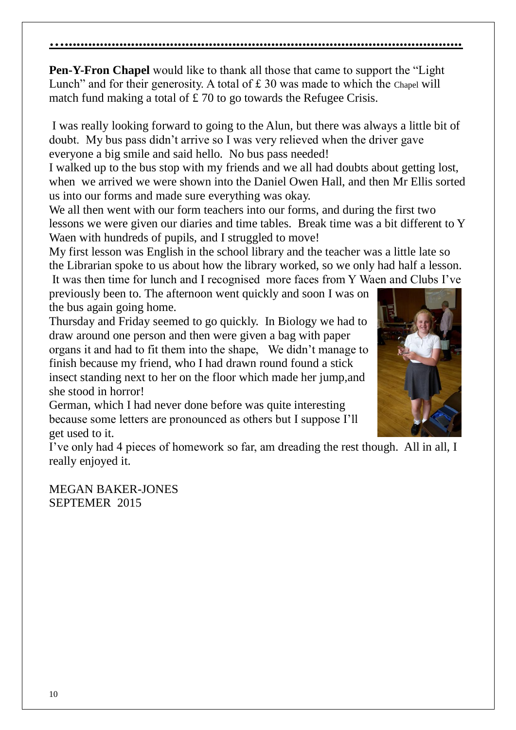**Pen-Y-Fron Chapel** would like to thank all those that came to support the "Light Lunch" and for their generosity. A total of £ 30 was made to which the Chapel will match fund making a total of £ 70 to go towards the Refugee Crisis.

I was really looking forward to going to the Alun, but there was always a little bit of doubt. My bus pass didn't arrive so I was very relieved when the driver gave everyone a big smile and said hello. No bus pass needed!

I walked up to the bus stop with my friends and we all had doubts about getting lost, when we arrived we were shown into the Daniel Owen Hall, and then Mr Ellis sorted us into our forms and made sure everything was okay.

We all then went with our form teachers into our forms, and during the first two lessons we were given our diaries and time tables. Break time was a bit different to Y Waen with hundreds of pupils, and I struggled to move!

My first lesson was English in the school library and the teacher was a little late so the Librarian spoke to us about how the library worked, so we only had half a lesson. It was then time for lunch and I recognised more faces from Y Waen and Clubs I've previously been to. The afternoon went quickly and soon I was on the bus again going home.

Thursday and Friday seemed to go quickly. In Biology we had to draw around one person and then were given a bag with paper organs it and had to fit them into the shape, We didn't manage to finish because my friend, who I had drawn round found a stick insect standing next to her on the floor which made her jump,and she stood in horror!

German, which I had never done before was quite interesting because some letters are pronounced as others but I suppose I'll get used to it.

I've only had 4 pieces of homework so far, am dreading the rest though. All in all, I really enjoyed it.

MEGAN BAKER-JONES
SEPTEMER 2015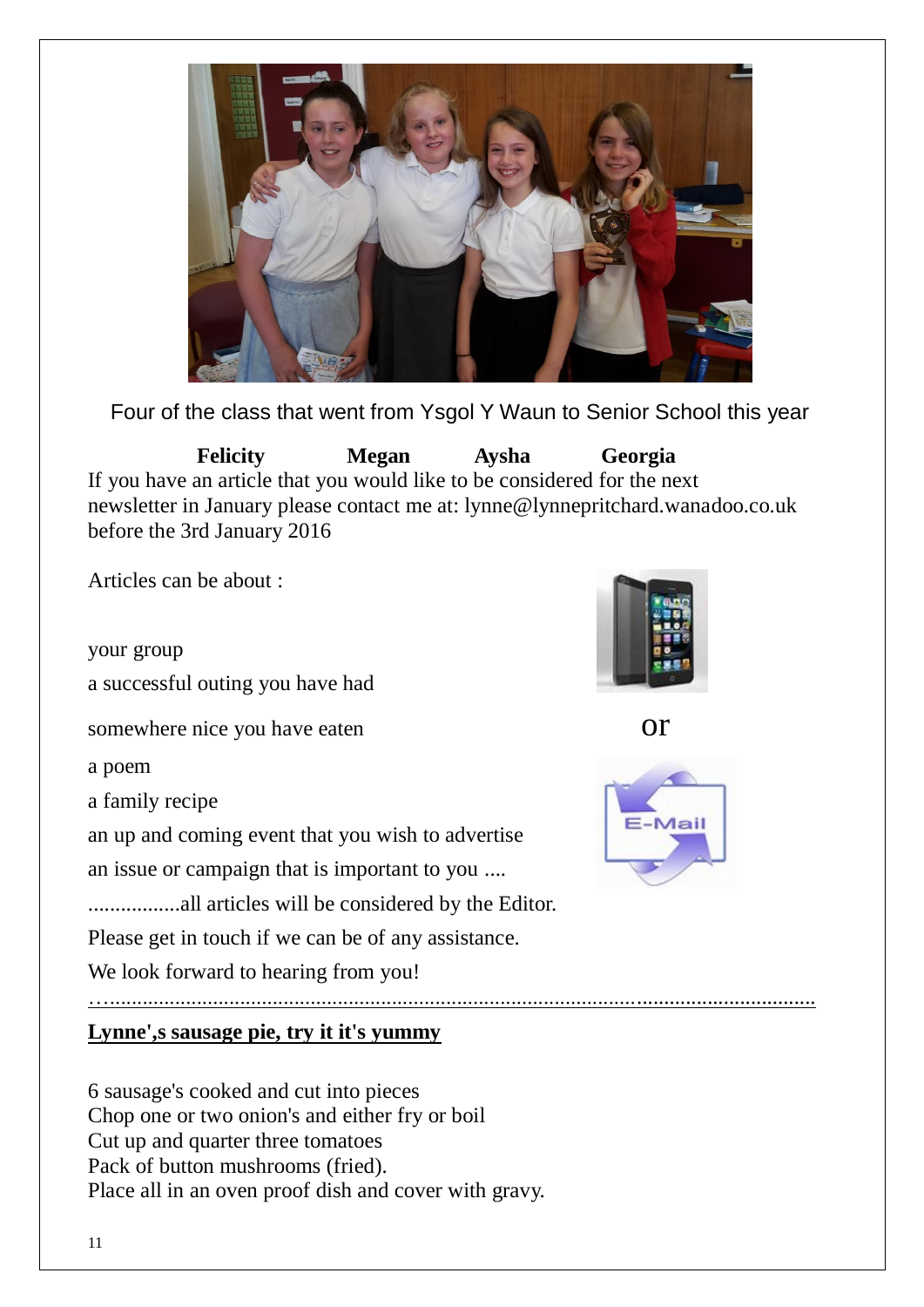Four of the class that went from Ysgol Y Waun to Senior School this year

**Felicity** **Megan** **Aysha** **Georgia**

If you have an article that you would like to be considered for the next newsletter in January please contact me at: lynne@lynnepritchard.wanadoo.co.uk before the 3rd January 2016

Articles can be about :

your group

a successful outing you have had

somewhere nice you have eaten

a poem

a family recipe

an up and coming event that you wish to advertise

an issue or campaign that is important to you ....

.................all articles will be considered by the Editor.

Please get in touch if we can be of any assistance.

We look forward to hearing from you!

or

…......................................................................................................................................

**Lynne',s sausage pie, try it it's yummy**

6 sausage's cooked and cut into pieces
Chop one or two onion's and either fry or boil
Cut up and quarter three tomatoes
Pack of button mushrooms (fried).
Place all in an oven proof dish and cover with gravy.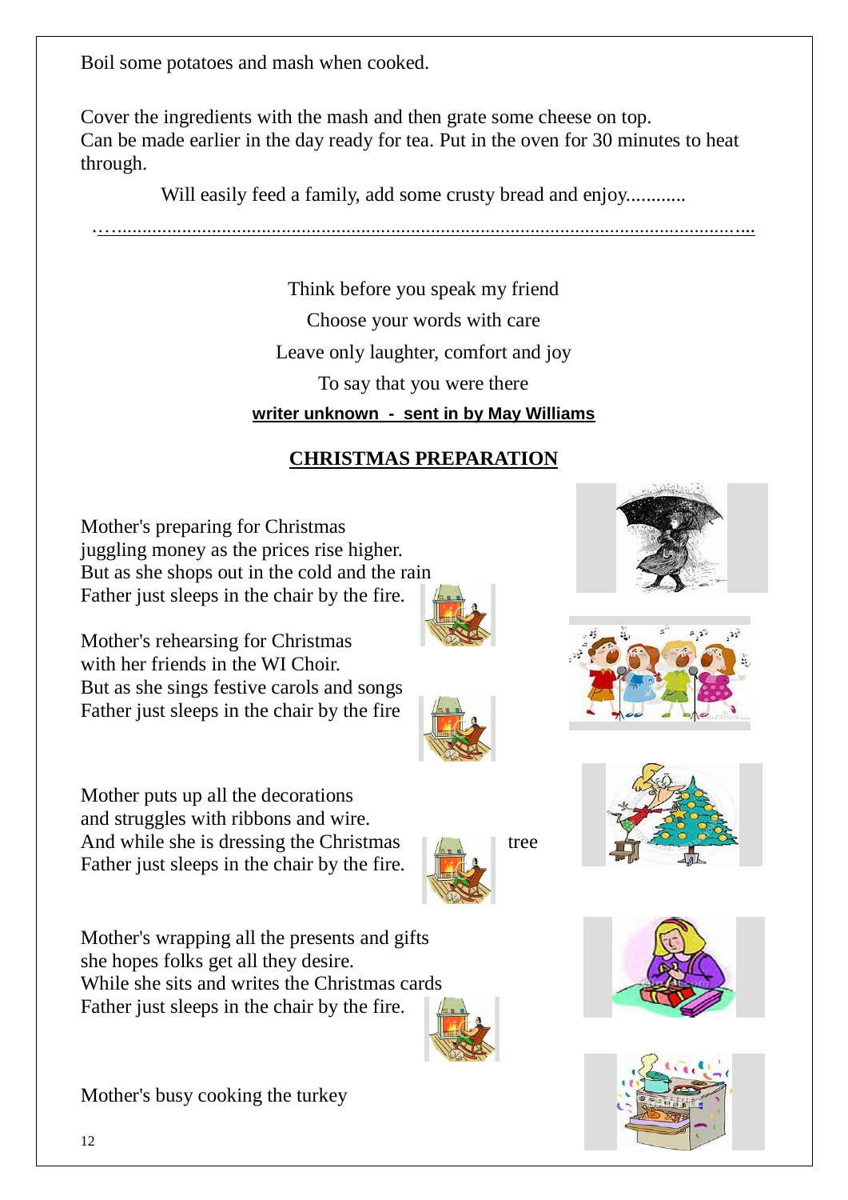Boil some potatoes and mash when cooked.

Cover the ingredients with the mash and then grate some cheese on top.
Can be made earlier in the day ready for tea. Put in the oven for 30 minutes to heat through.

Will easily feed a family, add some crusty bread and enjoy............

---

Think before you speak my friend
Choose your words with care
Leave only laughter, comfort and joy
To say that you were there

**writer unknown - sent in by May Williams**

## CHRISTMAS PREPARATION

Mother's preparing for Christmas
juggling money as the prices rise higher.
But as she shops out in the cold and the rain
Father just sleeps in the chair by the fire.

Mother's rehearsing for Christmas
with her friends in the WI Choir.
But as she sings festive carols and songs
Father just sleeps in the chair by the fire

Mother puts up all the decorations
and struggles with ribbons and wire.
And while she is dressing the Christmas tree
Father just sleeps in the chair by the fire.

Mother's wrapping all the presents and gifts
she hopes folks get all they desire.
While she sits and writes the Christmas cards
Father just sleeps in the chair by the fire.

Mother's busy cooking the turkey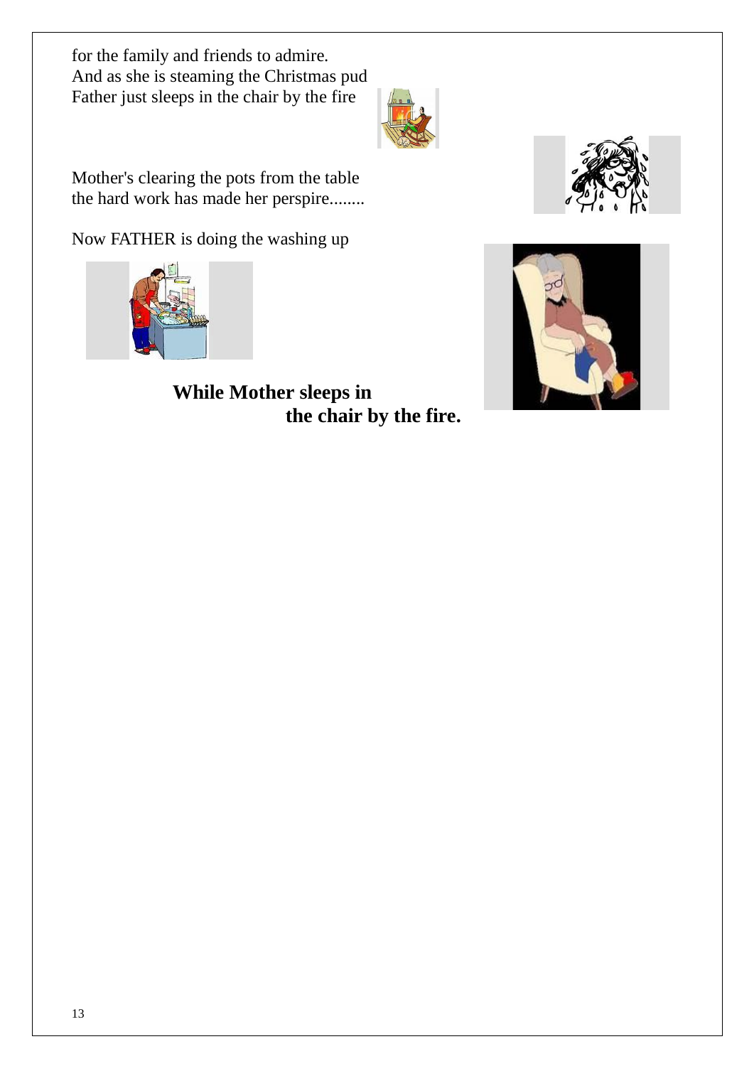for the family and friends to admire.
And as she is steaming the Christmas pud
Father just sleeps in the chair by the fire

Mother's clearing the pots from the table
the hard work has made her perspire........

Now FATHER is doing the washing up

**While Mother sleeps in
the chair by the fire.**